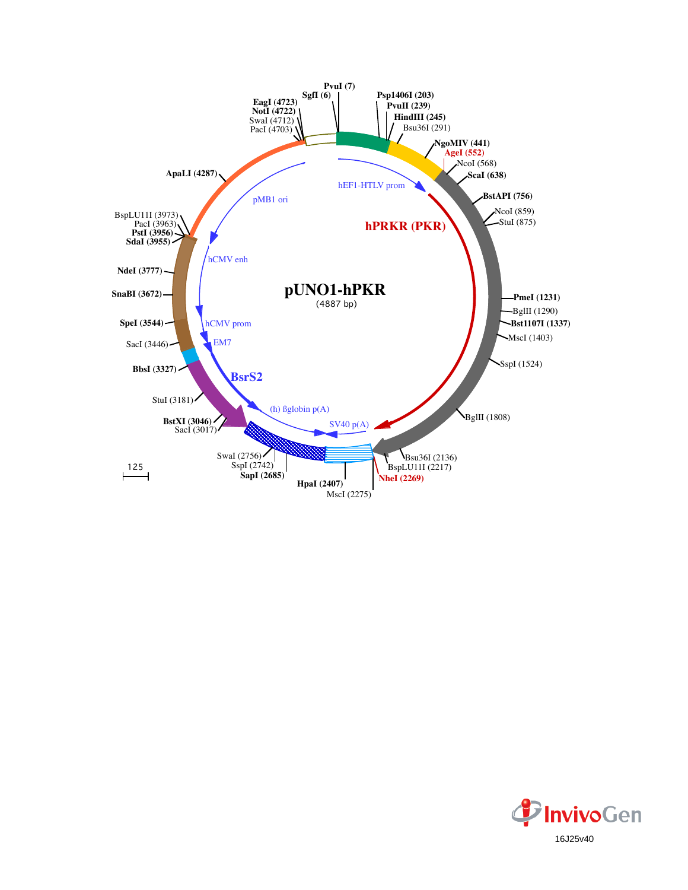# pUNO1-hPKR

(4887 bp)

PvuI (7)
SgfI (6)
Psp1406I (203)
PvuII (239)
HindIII (245)
Bsu36I (291)
NgoMIV (441)
AgeI (552)
NcoI (568)
ScaI (638)
BstAPI (756)
NcoI (859)
StuI (875)
PmeI (1231)
BglII (1290)
Bst1107I (1337)
MscI (1403)
SspI (1524)
BglII (1808)
Bsu36I (2136)
BspLU11I (2217)
NheI (2269)
MscI (2275)
HpaI (2407)
SapI (2685)
SspI (2742)
SwaI (2756)
SacI (3017)
BstXI (3046)
StuI (3181)
BbsI (3327)
SacI (3446)
SpeI (3544)
SnaBI (3672)
NdeI (3777)
SdaI (3955)
PstI (3956)
PacI (3963)
BspLU11I (3973)
ApaLI (4287)
PacI (4703)
SwaI (4712)
NotI (4722)
EagI (4723)

hEF1-HTLV prom
hPRKR (PKR)
SV40 p(A)
(h) ßglobin p(A)
BsrS2
EM7
hCMV prom
hCMV enh
pMB1 ori

125

InvivoGen

16J25v40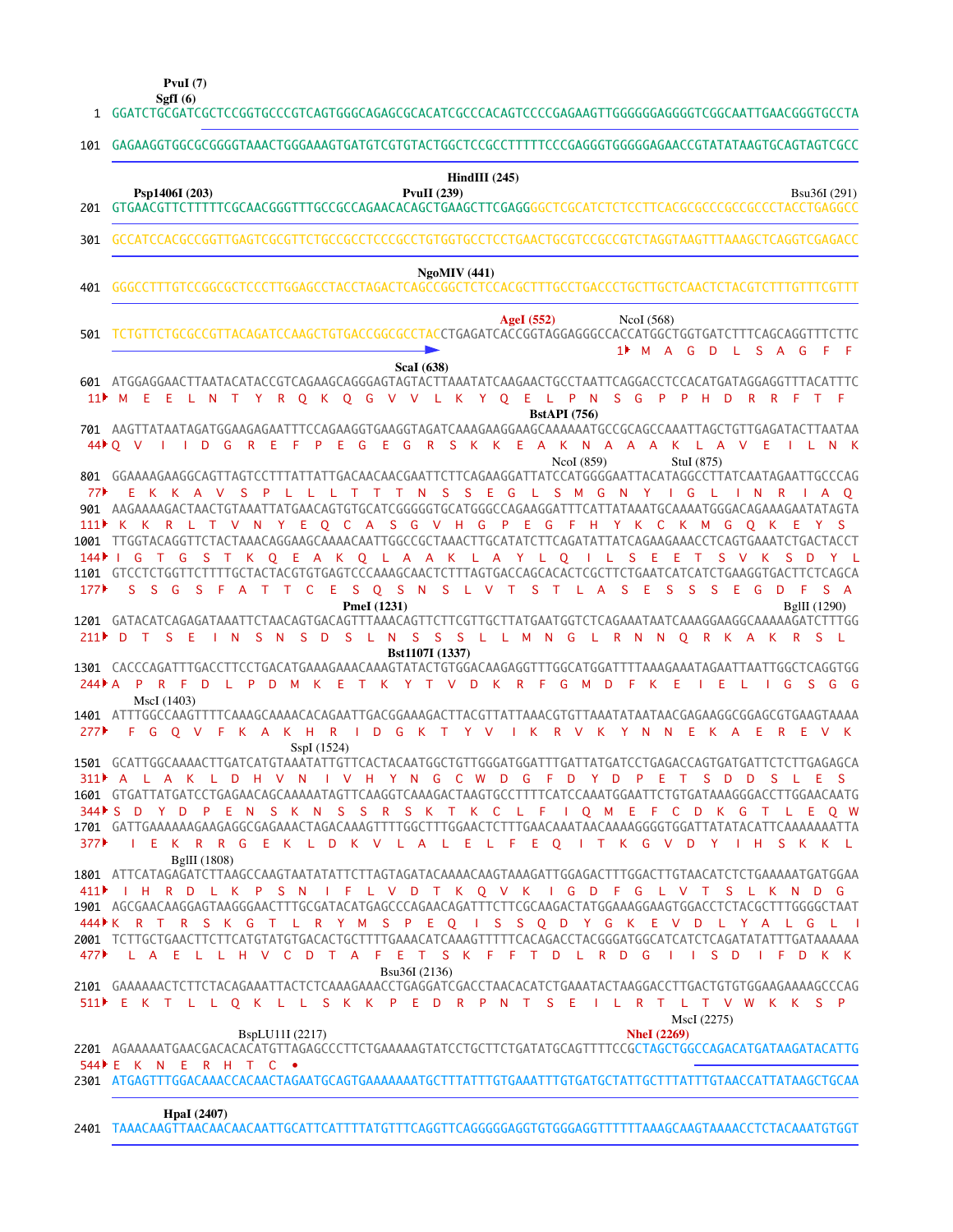```
                PvuI (7)
               SgfI (6)
   1  GGATCTGCGATCGCTCCGGTGCCCGTCAGTGGGCAGAGCGCACATCGCCCACAGTCCCCGAGAAGTTGGGGGGAGGGGTCGGCAATTGAACGGGTGCCTA

 101  GAGAAGGTGGCGCGGGGTAAACTGGGAAAGTGATGTCGTGTACTGGCTCCGCCTTTTTCCCGAGGGTGGGGGAGAACCGTATATAAGTGCAGTAGTCGCC

                                                                    HindIII (245)
          Psp1406I (203)                             PvuII (239)                                   Bsu36I (291)
 201  GTGAACGTTCTTTTTCGCAACGGGTTTGCCGCCAGAACACAGCTGAAGCTTCGAGGGGCTCGCATCTCTCCTTCACGCGCCCGCCGCCCTACCTGAGGCC

 301  GCCATCCACGCCGGTTGAGTCGCGTTCTGCCGCCTCCCGCCTGTGGTGCCTCCTGAACTGCGTCCGCCGTCTAGGTAAGTTTAAAGCTCAGGTCGAGACC

                                                                    NgoMIV (441)
 401  GGGCCTTTGTCCGGCGCTCCCTTGGAGCCTACCTAGACTCAGCCGGCTCTCCACGCTTTGCCTGACCCTGCTTGCTCAACTCTACGTCTTTGTTTCGTT

                                                                          AgeI (552)           NcoI (568)
 501  TCTGTTCTGCGCCGTTACAGATCCAAGCTGTGACCGGCGCCTACCTGAGATCACCGGTAGGAGGGCCACCATGGCTGGTGATCTTTCAGCAGGTTTCTTC
                                                                                                1▸ M  A  G  D  L  S  A  G  F  F
                                                                         ScaI (638)
 601  ATGGAGGAACTTAATACATACCGTCAGAAGCAGGGAGTAGTACTTAAATATCAAGAACTGCCTAATTCAGGACCTCCACATGATAGGAGGTTTACATTTC
  11▸ M  E  E  L  N  T  Y  R  Q  K  Q  G  V  V  L  K  Y  Q  E  L  P  N  S  G  P  P  H  D  R  R  F  T  F
                                                                              BstAPI (756)
 701  AAGTTATAATAGATGGAAGAGAATTTCCAGAAGGTGAAGGTAGATCAAAGAAGGAAGCAAAAAATGCCGCAGCCAAATTAGCTGTTGAGATACTTAATAA
  44▸Q  V  I  I  D  G  R  E  F  P  E  G  E  G  R  S  K  K  E  A  K  N  A  A  A  K  L  A  V  E  I  L  N  K
                                                                           NcoI (859)      StuI (875)
 801  GGAAAAGAAGGCAGTTAGTCCTTTATTATTGACAACAACGAATTCTTCAGAAGGATTATCCATGGGGAATTACATAGGCCTTATCAATAGAATTGCCCAG
  77▸  E  K  K  A  V  S  P  L  L  L  T  T  T  N  S  S  E  G  L  S  M  G  N  Y  I  G  L  I  N  R  I  A  Q
 901  AAGAAAAGACTAACTGTAAATTATGAACAGTGTGCATCGGGGGTGCATGGGCCAGAAGGATTTCATTATAAATGCAAAATGGGACAGAAAGAATATAGTA
 111▸ K  K  R  L  T  V  N  Y  E  Q  C  A  S  G  V  H  G  P  E  G  F  H  Y  K  C  K  M  G  Q  K  E  Y  S
1001  TTGGTACAGGTTCTACTAAACAGGAAGCAAAACAATTGGCCGCTAAACTTGCATATCTTCAGATATTATCAGAAGAAACCTCAGTGAAATCTGACTACCT
 144▸ I  G  T  G  S  T  K  Q  E  A  K  Q  L  A  A  K  L  A  Y  L  Q  I  L  S  E  E  T  S  V  K  S  D  Y  L
1101  GTCCTCTGGTTCTTTTGCTACTACGTGTGAGTCCCAAAGCAACTCTTTAGTGACCAGCACACTCGCTTCTGAATCATCATCTGAAGGTGACTTCTCAGCA
 177▸  S  S  G  S  F  A  T  T  C  E  S  Q  S  N  S  L  V  T  S  T  L  A  S  E  S  S  S  E  G  D  F  S  A
                                   PmeI (1231)                                                    BglII (1290)
1201  GATACATCAGAGATAAATTCTAACAGTGACAGTTTAAACAGTTCTTCGTTGCTTATGAATGGTCTCAGAAATAATCAAAGGAAGGCAAAAAGATCTTTGG
 211▸ D  T  S  E  I  N  S  N  S  D  S  L  N  S  S  S  L  L  M  N  G  L  R  N  N  Q  R  K  A  K  R  S  L
                                          Bst1107I (1337)
1301  CACCCAGATTTGACCTTCCTGACATGAAAGAAACAAAGTATACTGTGGACAAGAGGTTTGGCATGGATTTTAAAGAAATAGAATTAATTGGCTCAGGTGG
 244▸A  P  R  F  D  L  P  D  M  K  E  T  K  Y  T  V  D  K  R  F  G  M  D  F  K  E  I  E  L  I  G  S  G  G
         MscI (1403)
1401  ATTTGGCCAAGTTTTCAAAGCAAAACACAGAATTGACGGAAAGACTTACGTTATTAAACGTGTTAAATATAATAACGAGAAGGCGGAGCGTGAAGTAAAA
 277▸  F  G  Q  V  F  K  A  K  H  R  I  D  G  K  T  Y  V  I  K  R  V  K  Y  N  N  E  K  A  E  R  E  V  K
                             SspI (1524)
1501  GCATTGGCAAAACTTGATCATGTAAATATTGTTCACTACAATGGCTGTTGGGATGGATTTGATTATGATCCTGAGACCAGTGATGATTCTCTTGAGAGCA
 311▸ A  L  A  K  L  D  H  V  N  I  V  H  Y  N  G  C  W  D  G  F  D  Y  D  P  E  T  S  D  D  S  L  E  S
1601  GTGATTATGATCCTGAGAACAGCAAAAATAGTTCAAGGTCAAAGACTAAGTGCCTTTTCATCCAAATGGAATTCTGTGATAAAGGGACCTTGGAACAATG
 344▸S  D  Y  D  P  E  N  S  K  N  S  S  R  S  K  T  K  C  L  F  I  Q  M  E  F  C  D  K  G  T  L  E  Q  W
1701  GATTGAAAAAAGAAGAGGCGAGAAACTAGACAAAGTTTTGGCTTTGGAACTCTTTGAACAAATAACAAAAGGGGTGGATTATATACATTCAAAAAAATTA
 377▸  I  E  K  R  R  G  E  K  L  D  K  V  L  A  L  E  L  F  E  Q  I  T  K  G  V  D  Y  I  H  S  K  K  L
         BglII (1808)
1801  ATTCATAGAGATCTTAAGCCAAGTAATATATTCTTAGTAGATACAAAACAAGTAAAGATTGGAGACTTTGGACTTGTAACATCTCTGAAAAATGATGGAA
 411▸  I  H  R  D  L  K  P  S  N  I  F  L  V  D  T  K  Q  V  K  I  G  D  F  G  L  V  T  S  L  K  N  D  G
1901  AGCGAACAAGGAGTAAGGGAACTTTGCGATACATGAGCCCAGAACAGATTTCTTCGCAAGACTATGGAAAGGAAGTGGACCTCTACGCTTTGGGGCTAAT
 444▸K  R  T  R  S  K  G  T  L  R  Y  M  S  P  E  Q  I  S  S  Q  D  Y  G  K  E  V  D  L  Y  A  L  G  L  I
2001  TCTTGCTGAACTTCTTCATGTATGTGACACTGCTTTTGAAACATCAAAGTTTTTCACAGACCTACGGGATGGCATCATCTCAGATATATTTGATAAAAAA
 477▸  L  A  E  L  L  H  V  C  D  T  A  F  E  T  S  K  F  F  T  D  L  R  D  G  I  I  S  D  I  F  D  K  K
                                    Bsu36I (2136)
2101  GAAAAAACTCTTCTACAGAAATTACTCTCAAAGAAACCTGAGGATCGACCTAACACATCTGAAATACTAAGGACCTTGACTGTGTGGAAGAAAAGCCCAG
 511▸  E  K  T  L  L  Q  K  L  L  S  K  K  P  E  D  R  P  N  T  S  E  I  L  R  T  L  T  V  W  K  K  S  P
                                                                                              MscI (2275)
                         BspLU11I (2217)                                          NheI (2269)
2201  AGAAAAATGAACGACACACATGTTAGAGCCCTTCTGAAAAAGTATCCTGCTTCTGATATGCAGTTTTCCGCTAGCTGGCCAGACATGATAAGATACATTG
 544▸ E  K  N  E  R  H  T  C  •
2301  ATGAGTTTGGACAAACCACAACTAGAATGCAGTGAAAAAAATGCTTTATTTGTGAAATTTGTGATGCTATTGCTTTATTTGTAACCATTATAAGCTGCAA

         HpaI (2407)
2401  TAAACAAGTTAACAACAACAATTGCATTCATTTTATGTTTCAGGTTCAGGGGGAGGTGTGGGAGGTTTTTTAAAGCAAGTAAAACCTCTACAAATGTGGT
```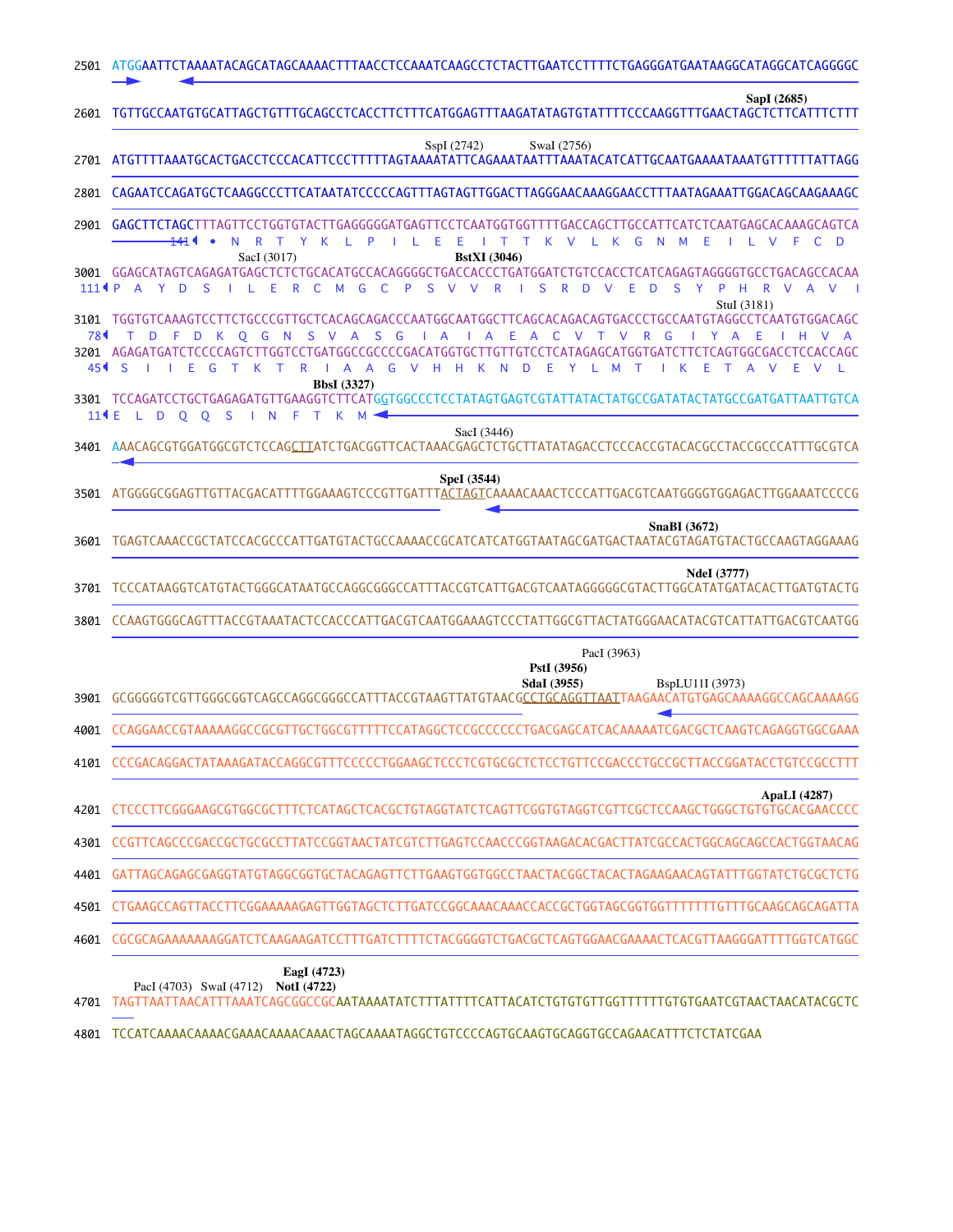```
2501 ATGGAATTCTAAAATACAGCATAGCAAAACTTTAACCTCCAAATCAAGCCTCTACTTGAATCCTTTTCTGAGGGATGAATAAGGCATAGGCATCAGGGGC

                                                                                          SapI (2685)
2601 TGTTGCCAATGTGCATTAGCTGTTTGCAGCCTCACCTTCTTTCATGGAGTTTAAGATATAGTGTATTTTCCCAAGGTTTGAACTAGCTCTTCATTTCTTT

                                                   SspI (2742)       SwaI (2756)
2701 ATGTTTTAAATGCACTGACCTCCCACATTCCCTTTTTAGTAAAATATTCAGAAATAATTTAAATACATCATTGCAATGAAAATAAATGTTTTTTATTAGG

2801 CAGAATCCAGATGCTCAAGGCCCTTCATAATATCCCCCAGTTTAGTAGTTGGACTTAGGGAACAAAGGAACCTTTAATAGAAATTGGACAGCAAGAAAGC

2901 GAGCTTCTAGCTTTAGTTCCTGGTGTACTTGAGGGGGATGAGTTCCTCAATGGTGGTTTTGACCAGCTTGCCATTCATCTCAATGAGCACAAAGCAGTCA
      141◄  •  N  R  T  Y  K  L  P  I  L  E  E  I  T  T  K  V  L  K  G  N  M  E  I  L  V  F  C  D
                         SacI (3017)                     BstXI (3046)
3001 GGAGCATAGTCAGAGATGAGCTCTCTGCACATGCCACAGGGGCTGACCACCCTGATGGATCTGTCCACCTCATCAGAGTAGGGGTGCCTGACAGCCACAA
 111◄ P  A  Y  D  S  I  L  E  R  C  M  G  C  P  S  V  V  R  I  S  R  D  V  E  D  S  Y  P  H  R  V  A  V  I
                                                                                             StuI (3181)
3101 TGGTGTCAAAGTCCTTCTGCCCGTTGCTCACAGCAGACCCAATGGCAATGGCTTCAGCACAGACAGTGACCCTGCCAATGTAGGCCTCAATGTGGACAGC
  78◄  T  D  F  D  K  Q  G  N  S  V  A  S  G  I  A  I  A  E  A  C  V  T  V  R  G  I  Y  A  E  I  H  V  A
3201 AGAGATGATCTCCCCAGTCTTGGTCCTGATGGCCGCCCCGACATGGTGCTTGTTGTCCTCATAGAGCATGGTGATCTTCTCAGTGGCGACCTCCACCAGC
  45◄ S  I  I  E  G  T  K  T  R  I  A  A  G  V  H  H  K  N  D  E  Y  L  M  T  I  K  E  T  A  V  E  V  L
                                BbsI (3327)
3301 TCCAGATCCTGCTGAGAGATGTTGAAGGTCTTCATGGTGGCCCTCCTATAGTGAGTCGTATTATACTATGCCGATATACTATGCCGATGATTAATTGTCA
  11◄ E  L  D  Q  Q  S  I  N  F  T  K  M  ◄
                                                      SacI (3446)
3401 AAACAGCGTGGATGGCGTCTCCAGCTTATCTGACGGTTCACTAAACGAGCTCTGCTTATATAGACCTCCCACCGTACACGCCTACCGCCCATTTGCGTCA

                                                      SpeI (3544)
3501 ATGGGGCGGAGTTGTTACGACATTTTGGAAAGTCCCGTTGATTTACTAGTCAAAACAAACTCCCATTGACGTCAATGGGGTGGAGACTTGGAAATCCCCG

                                                                                    SnaBI (3672)
3601 TGAGTCAAACCGCTATCCACGCCCATTGATGTACTGCCAAAACCGCATCATCATGGTAATAGCGATGACTAATACGTAGATGTACTGCCAAGTAGGAAAG

                                                                                          NdeI (3777)
3701 TCCCATAAGGTCATGTACTGGGCATAATGCCAGGCGGGCCATTTACCGTCATTGACGTCAATAGGGGGCGTACTTGGCATATGATACACTTGATGTACTG

3801 CCAAGTGGGCAGTTTACCGTAAATACTCCACCCATTGACGTCAATGGAAAGTCCCTATTGGCGTTACTATGGGAACATACGTCATTATTGACGTCAATGG

                                                                     PacI (3963)
                                                              PstI (3956)
                                                             SdaI (3955)        BspLU11I (3973)
3901 GCGGGGGTCGTTGGGCGGTCAGCCAGGCGGGCCATTTACCGTAAGTTATGTAACGCCTGCAGGTTAATTAAGAACATGTGAGCAAAAGGCCAGCAAAAGG

4001 CCAGGAACCGTAAAAAGGCCGCGTTGCTGGCGTTTTTCCATAGGCTCCGCCCCCCTGACGAGCATCACAAAAATCGACGCTCAAGTCAGAGGTGGCGAAA

4101 CCCGACAGGACTATAAAGATACCAGGCGTTTCCCCCTGGAAGCTCCCTCGTGCGCTCTCCTGTTCCGACCCTGCCGCTTACCGGATACCTGTCCGCCTTT

                                                                                            ApaLI (4287)
4201 CTCCCTTCGGGAAGCGTGGCGCTTTCTCATAGCTCACGCTGTAGGTATCTCAGTTCGGTGTAGGTCGTTCGCTCCAAGCTGGGCTGTGTGCACGAACCCC

4301 CCGTTCAGCCCGACCGCTGCGCCTTATCCGGTAACTATCGTCTTGAGTCCAACCCGGTAAGACACGACTTATCGCCACTGGCAGCAGCCACTGGTAACAG

4401 GATTAGCAGAGCGAGGTATGTAGGCGGTGCTACAGAGTTCTTGAAGTGGTGGCCTAACTACGGCTACACTAGAAGAACAGTATTTGGTATCTGCGCTCTG

4501 CTGAAGCCAGTTACCTTCGGAAAAAGAGTTGGTAGCTCTTGATCCGGCAAACAAACCACCGCTGGTAGCGGTGGTTTTTTTGTTTGCAAGCAGCAGATTA

4601 CGCGCAGAAAAAAAGGATCTCAAGAAGATCCTTTGATCTTTTCTACGGGGTCTGACGCTCAGTGGAACGAAAACTCACGTTAAGGGATTTTGGTCATGGC

                          EagI (4723)
    PacI (4703)  SwaI (4712)  NotI (4722)
4701 TAGTTAATTAACATTTAAATCAGCGGCCGCAATAAAATATCTTTATTTTCATTACATCTGTGTGTTGGTTTTTTGTGTGAATCGTAACTAACATACGCTC

4801 TCCATCAAAACAAAACGAAACAAAACAAACTAGCAAAATAGGCTGTCCCCAGTGCAAGTGCAGGTGCCAGAACATTTCTCTATCGAA
```